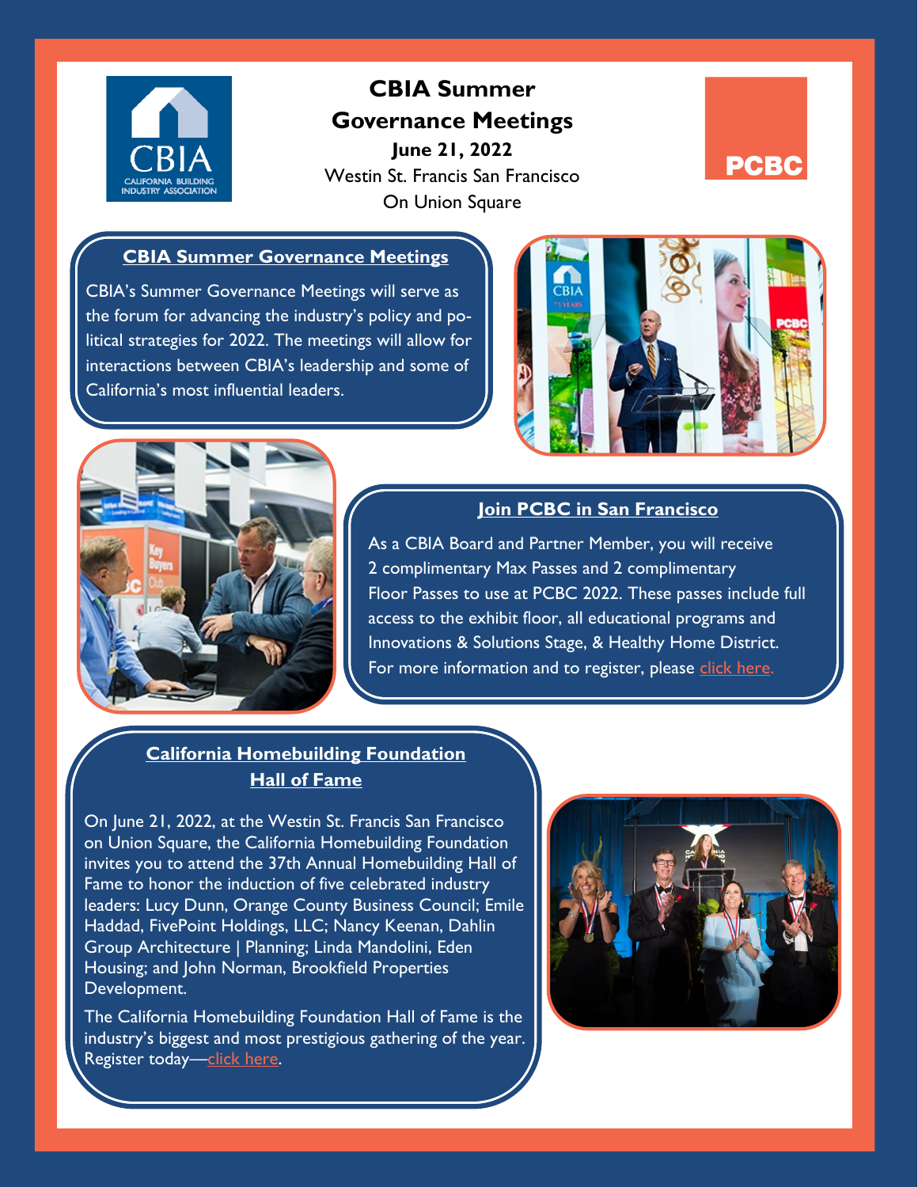# CBIA Summer Governance Meetings

**June 21, 2022**

Westin St. Francis San Francisco
On Union Square

## CBIA Summer Governance Meetings

CBIA's Summer Governance Meetings will serve as the forum for advancing the industry's policy and political strategies for 2022. The meetings will allow for interactions between CBIA's leadership and some of California's most influential leaders.

## Join PCBC in San Francisco

As a CBIA Board and Partner Member, you will receive 2 complimentary Max Passes and 2 complimentary Floor Passes to use at PCBC 2022. These passes include full access to the exhibit floor, all educational programs and Innovations & Solutions Stage, & Healthy Home District. For more information and to register, please click here.

## California Homebuilding Foundation Hall of Fame

On June 21, 2022, at the Westin St. Francis San Francisco on Union Square, the California Homebuilding Foundation invites you to attend the 37th Annual Homebuilding Hall of Fame to honor the induction of five celebrated industry leaders: Lucy Dunn, Orange County Business Council; Emile Haddad, FivePoint Holdings, LLC; Nancy Keenan, Dahlin Group Architecture | Planning; Linda Mandolini, Eden Housing; and John Norman, Brookfield Properties Development.

The California Homebuilding Foundation Hall of Fame is the industry's biggest and most prestigious gathering of the year. Register today—click here.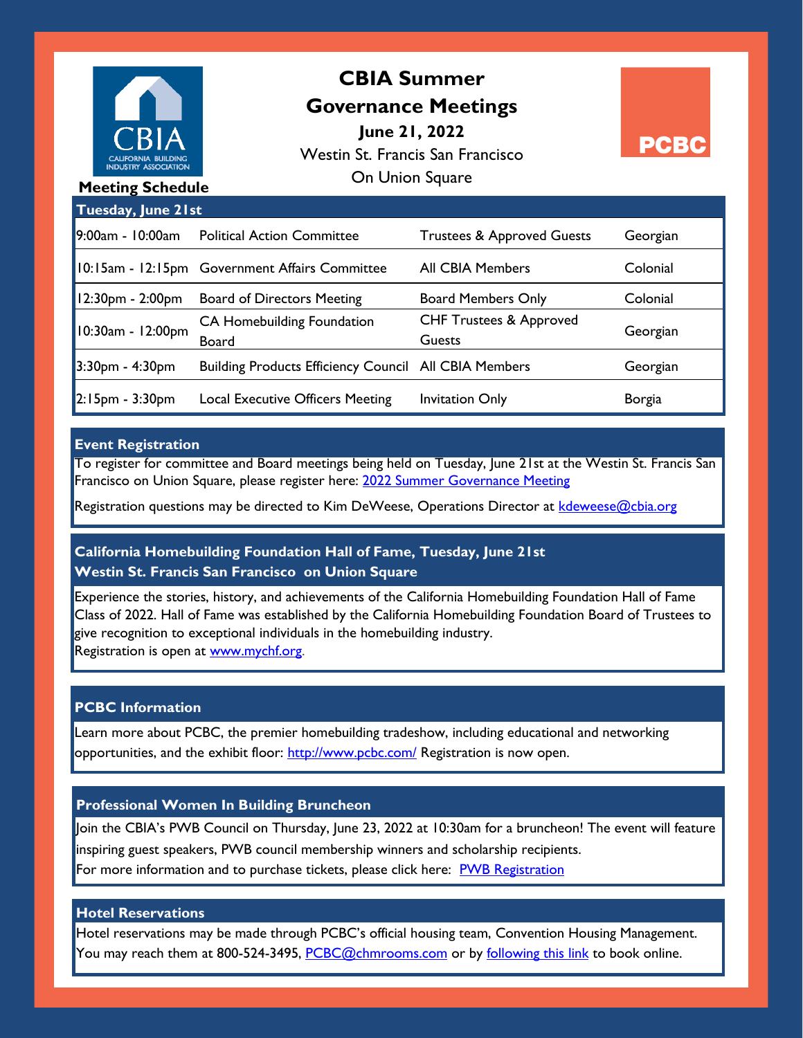# CBIA Summer Governance Meetings

**June 21, 2022**

Westin St. Francis San Francisco
On Union Square

**Meeting Schedule**

**Tuesday, June 21st**

| | | | |
|---|---|---|---|
| 9:00am - 10:00am | Political Action Committee | Trustees & Approved Guests | Georgian |
| 10:15am - 12:15pm | Government Affairs Committee | All CBIA Members | Colonial |
| 12:30pm - 2:00pm | Board of Directors Meeting | Board Members Only | Colonial |
| 10:30am - 12:00pm | CA Homebuilding Foundation Board | CHF Trustees & Approved Guests | Georgian |
| 3:30pm - 4:30pm | Building Products Efficiency Council | All CBIA Members | Georgian |
| 2:15pm - 3:30pm | Local Executive Officers Meeting | Invitation Only | Borgia |

## Event Registration

To register for committee and Board meetings being held on Tuesday, June 21st at the Westin St. Francis San Francisco on Union Square, please register here: 2022 Summer Governance Meeting

Registration questions may be directed to Kim DeWeese, Operations Director at kdeweese@cbia.org

## California Homebuilding Foundation Hall of Fame, Tuesday, June 21st Westin St. Francis San Francisco on Union Square

Experience the stories, history, and achievements of the California Homebuilding Foundation Hall of Fame Class of 2022. Hall of Fame was established by the California Homebuilding Foundation Board of Trustees to give recognition to exceptional individuals in the homebuilding industry.
Registration is open at www.mychf.org.

## PCBC Information

Learn more about PCBC, the premier homebuilding tradeshow, including educational and networking opportunities, and the exhibit floor: http://www.pcbc.com/ Registration is now open.

## Professional Women In Building Bruncheon

Join the CBIA's PWB Council on Thursday, June 23, 2022 at 10:30am for a bruncheon! The event will feature inspiring guest speakers, PWB council membership winners and scholarship recipients.
For more information and to purchase tickets, please click here: PWB Registration

## Hotel Reservations

Hotel reservations may be made through PCBC's official housing team, Convention Housing Management. You may reach them at 800-524-3495, PCBC@chmrooms.com or by following this link to book online.